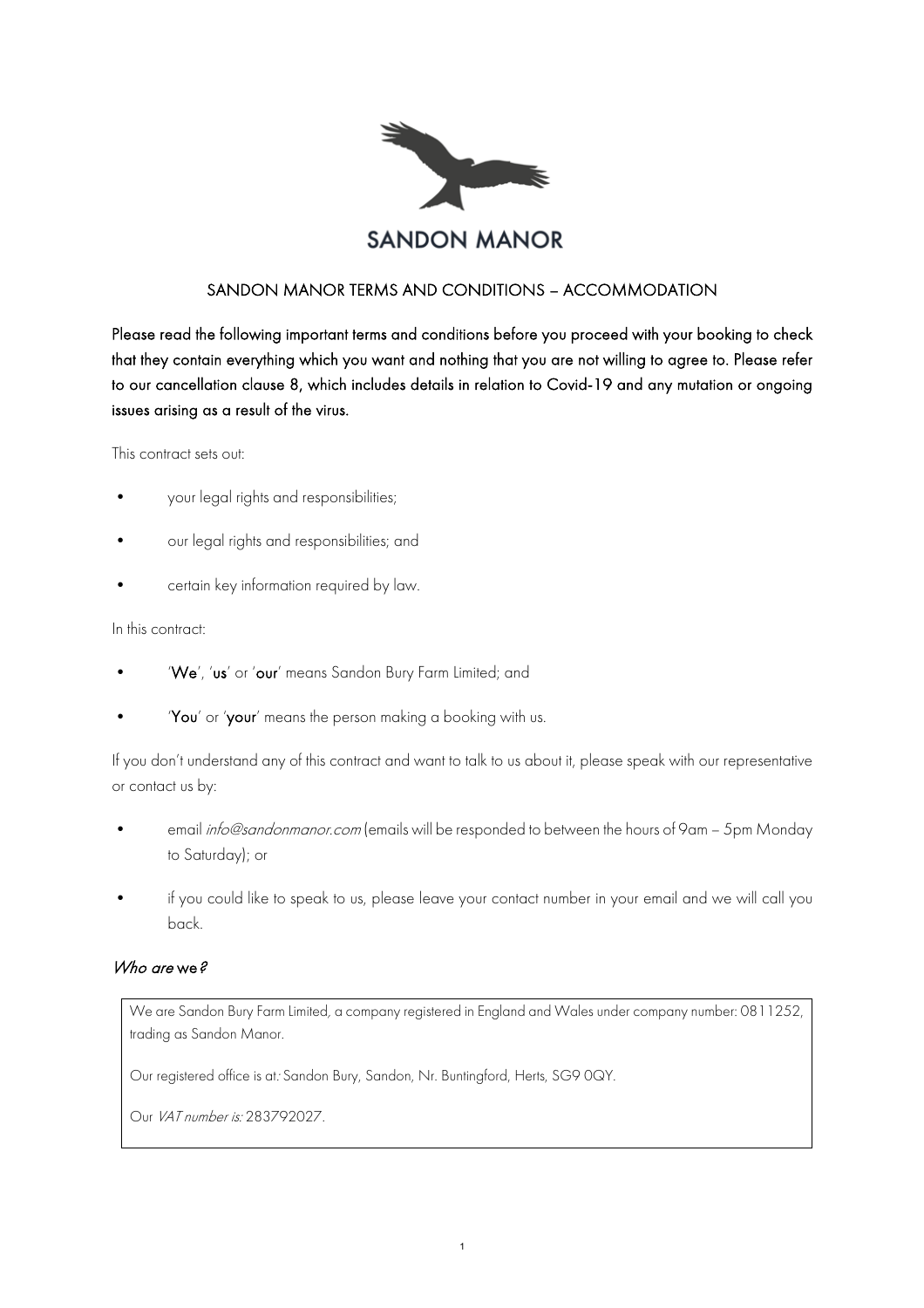SANDON MANOR

# SANDON MANOR TERMS AND CONDITIONS – ACCOMMODATION

Please read the following important terms and conditions before you proceed with your booking to check that they contain everything which you want and nothing that you are not willing to agree to. Please refer to our cancellation clause 8, which includes details in relation to Covid-19 and any mutation or ongoing issues arising as a result of the virus.

This contract sets out:

- your legal rights and responsibilities;
- our legal rights and responsibilities; and
- certain key information required by law.

In this contract:

- '**We**', '**us**' or '**our**' means Sandon Bury Farm Limited; and
- '**You**' or '**your**' means the person making a booking with us.

If you don't understand any of this contract and want to talk to us about it, please speak with our representative or contact us by:

- email *info@sandonmanor.com* (emails will be responded to between the hours of 9am – 5pm Monday to Saturday); or
- if you could like to speak to us, please leave your contact number in your email and we will call you back.

## *Who are* we?

We are Sandon Bury Farm Limited, a company registered in England and Wales under company number: 0811252, trading as Sandon Manor.

Our registered office is at: Sandon Bury, Sandon, Nr. Buntingford, Herts, SG9 0QY.

Our *VAT number is:* 283792027.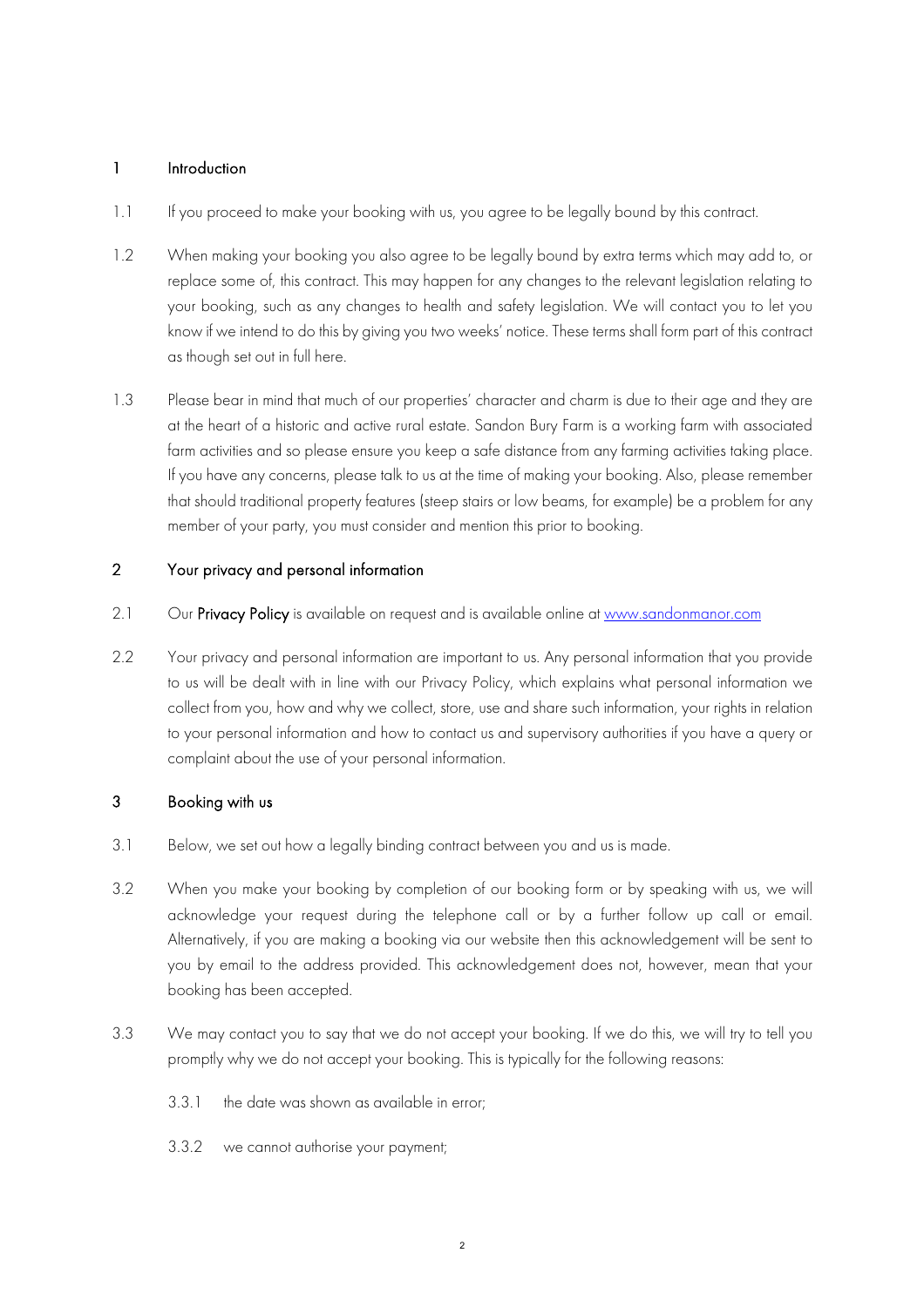## 1 Introduction

1.1 If you proceed to make your booking with us, you agree to be legally bound by this contract.

1.2 When making your booking you also agree to be legally bound by extra terms which may add to, or replace some of, this contract. This may happen for any changes to the relevant legislation relating to your booking, such as any changes to health and safety legislation. We will contact you to let you know if we intend to do this by giving you two weeks' notice. These terms shall form part of this contract as though set out in full here.

1.3 Please bear in mind that much of our properties' character and charm is due to their age and they are at the heart of a historic and active rural estate. Sandon Bury Farm is a working farm with associated farm activities and so please ensure you keep a safe distance from any farming activities taking place. If you have any concerns, please talk to us at the time of making your booking. Also, please remember that should traditional property features (steep stairs or low beams, for example) be a problem for any member of your party, you must consider and mention this prior to booking.

## 2 Your privacy and personal information

2.1 Our **Privacy Policy** is available on request and is available online at [www.sandonmanor.com](www.sandonmanor.com)

2.2 Your privacy and personal information are important to us. Any personal information that you provide to us will be dealt with in line with our Privacy Policy, which explains what personal information we collect from you, how and why we collect, store, use and share such information, your rights in relation to your personal information and how to contact us and supervisory authorities if you have a query or complaint about the use of your personal information.

## 3 Booking with us

3.1 Below, we set out how a legally binding contract between you and us is made.

3.2 When you make your booking by completion of our booking form or by speaking with us, we will acknowledge your request during the telephone call or by a further follow up call or email. Alternatively, if you are making a booking via our website then this acknowledgement will be sent to you by email to the address provided. This acknowledgement does not, however, mean that your booking has been accepted.

3.3 We may contact you to say that we do not accept your booking. If we do this, we will try to tell you promptly why we do not accept your booking. This is typically for the following reasons:

3.3.1 the date was shown as available in error;

3.3.2 we cannot authorise your payment;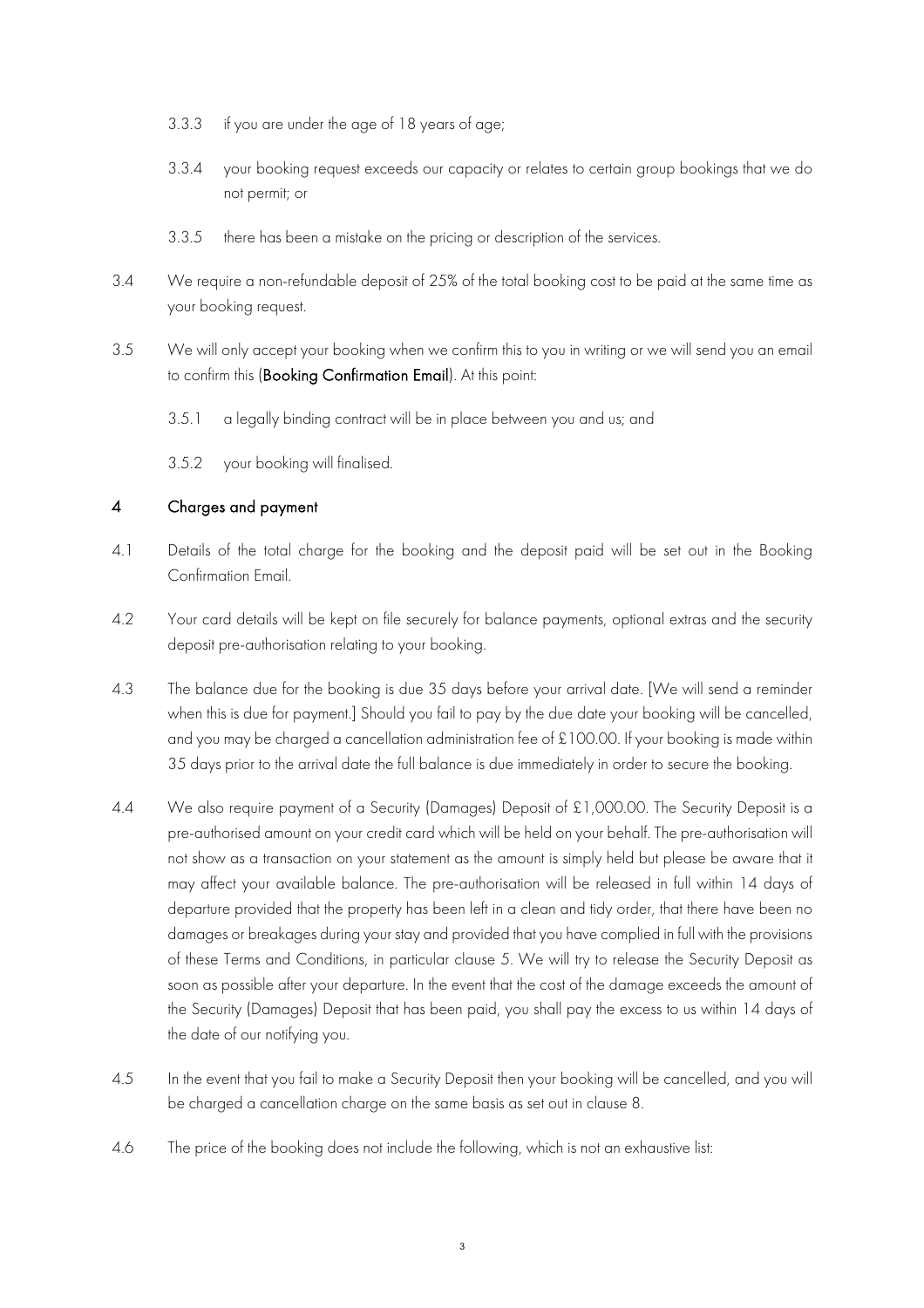3.3.3 if you are under the age of 18 years of age;

3.3.4 your booking request exceeds our capacity or relates to certain group bookings that we do not permit; or

3.3.5 there has been a mistake on the pricing or description of the services.

3.4 We require a non-refundable deposit of 25% of the total booking cost to be paid at the same time as your booking request.

3.5 We will only accept your booking when we confirm this to you in writing or we will send you an email to confirm this (**Booking Confirmation Email**). At this point:

3.5.1 a legally binding contract will be in place between you and us; and

3.5.2 your booking will finalised.

## 4 Charges and payment

4.1 Details of the total charge for the booking and the deposit paid will be set out in the Booking Confirmation Email.

4.2 Your card details will be kept on file securely for balance payments, optional extras and the security deposit pre-authorisation relating to your booking.

4.3 The balance due for the booking is due 35 days before your arrival date. [We will send a reminder when this is due for payment.] Should you fail to pay by the due date your booking will be cancelled, and you may be charged a cancellation administration fee of £100.00. If your booking is made within 35 days prior to the arrival date the full balance is due immediately in order to secure the booking.

4.4 We also require payment of a Security (Damages) Deposit of £1,000.00. The Security Deposit is a pre-authorised amount on your credit card which will be held on your behalf. The pre-authorisation will not show as a transaction on your statement as the amount is simply held but please be aware that it may affect your available balance. The pre-authorisation will be released in full within 14 days of departure provided that the property has been left in a clean and tidy order, that there have been no damages or breakages during your stay and provided that you have complied in full with the provisions of these Terms and Conditions, in particular clause 5. We will try to release the Security Deposit as soon as possible after your departure. In the event that the cost of the damage exceeds the amount of the Security (Damages) Deposit that has been paid, you shall pay the excess to us within 14 days of the date of our notifying you.

4.5 In the event that you fail to make a Security Deposit then your booking will be cancelled, and you will be charged a cancellation charge on the same basis as set out in clause 8.

4.6 The price of the booking does not include the following, which is not an exhaustive list: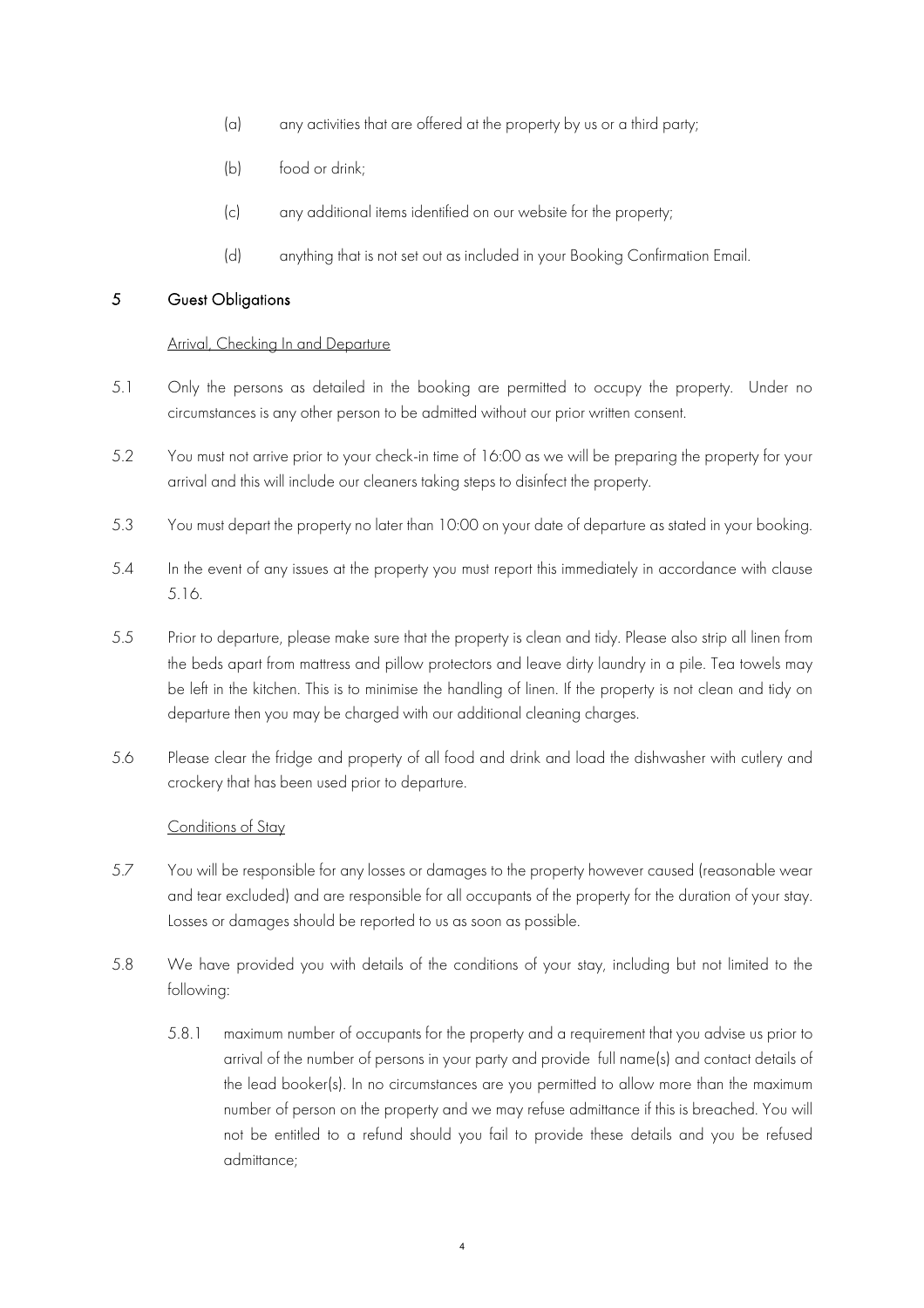(a) any activities that are offered at the property by us or a third party;

(b) food or drink;

(c) any additional items identified on our website for the property;

(d) anything that is not set out as included in your Booking Confirmation Email.

## 5 Guest Obligations

Arrival, Checking In and Departure

5.1 Only the persons as detailed in the booking are permitted to occupy the property. Under no circumstances is any other person to be admitted without our prior written consent.

5.2 You must not arrive prior to your check-in time of 16:00 as we will be preparing the property for your arrival and this will include our cleaners taking steps to disinfect the property.

5.3 You must depart the property no later than 10:00 on your date of departure as stated in your booking.

5.4 In the event of any issues at the property you must report this immediately in accordance with clause 5.16.

5.5 Prior to departure, please make sure that the property is clean and tidy. Please also strip all linen from the beds apart from mattress and pillow protectors and leave dirty laundry in a pile. Tea towels may be left in the kitchen. This is to minimise the handling of linen. If the property is not clean and tidy on departure then you may be charged with our additional cleaning charges.

5.6 Please clear the fridge and property of all food and drink and load the dishwasher with cutlery and crockery that has been used prior to departure.

Conditions of Stay

5.7 You will be responsible for any losses or damages to the property however caused (reasonable wear and tear excluded) and are responsible for all occupants of the property for the duration of your stay. Losses or damages should be reported to us as soon as possible.

5.8 We have provided you with details of the conditions of your stay, including but not limited to the following:

5.8.1 maximum number of occupants for the property and a requirement that you advise us prior to arrival of the number of persons in your party and provide full name(s) and contact details of the lead booker(s). In no circumstances are you permitted to allow more than the maximum number of person on the property and we may refuse admittance if this is breached. You will not be entitled to a refund should you fail to provide these details and you be refused admittance;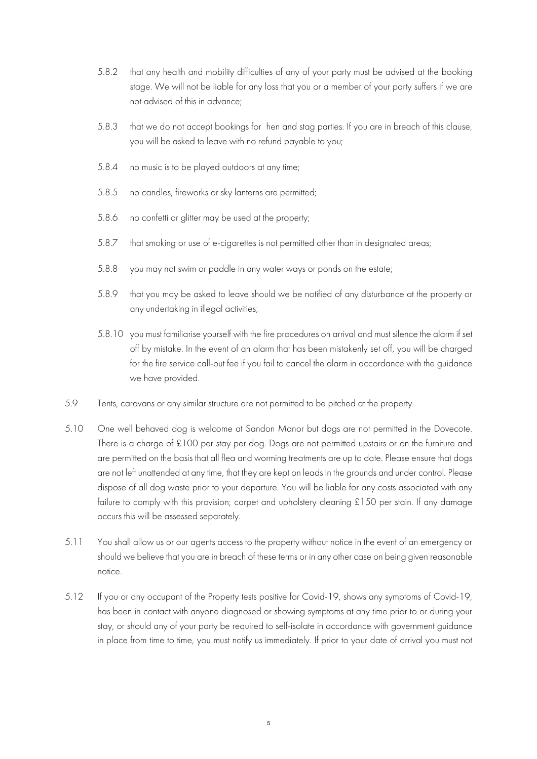5.8.2 that any health and mobility difficulties of any of your party must be advised at the booking stage. We will not be liable for any loss that you or a member of your party suffers if we are not advised of this in advance;

5.8.3 that we do not accept bookings for hen and stag parties. If you are in breach of this clause, you will be asked to leave with no refund payable to you;

5.8.4 no music is to be played outdoors at any time;

5.8.5 no candles, fireworks or sky lanterns are permitted;

5.8.6 no confetti or glitter may be used at the property;

5.8.7 that smoking or use of e-cigarettes is not permitted other than in designated areas;

5.8.8 you may not swim or paddle in any water ways or ponds on the estate;

5.8.9 that you may be asked to leave should we be notified of any disturbance at the property or any undertaking in illegal activities;

5.8.10 you must familiarise yourself with the fire procedures on arrival and must silence the alarm if set off by mistake. In the event of an alarm that has been mistakenly set off, you will be charged for the fire service call-out fee if you fail to cancel the alarm in accordance with the guidance we have provided.

5.9 Tents, caravans or any similar structure are not permitted to be pitched at the property.

5.10 One well behaved dog is welcome at Sandon Manor but dogs are not permitted in the Dovecote. There is a charge of £100 per stay per dog. Dogs are not permitted upstairs or on the furniture and are permitted on the basis that all flea and worming treatments are up to date. Please ensure that dogs are not left unattended at any time, that they are kept on leads in the grounds and under control. Please dispose of all dog waste prior to your departure. You will be liable for any costs associated with any failure to comply with this provision; carpet and upholstery cleaning £150 per stain. If any damage occurs this will be assessed separately.

5.11 You shall allow us or our agents access to the property without notice in the event of an emergency or should we believe that you are in breach of these terms or in any other case on being given reasonable notice.

5.12 If you or any occupant of the Property tests positive for Covid-19, shows any symptoms of Covid-19, has been in contact with anyone diagnosed or showing symptoms at any time prior to or during your stay, or should any of your party be required to self-isolate in accordance with government guidance in place from time to time, you must notify us immediately. If prior to your date of arrival you must not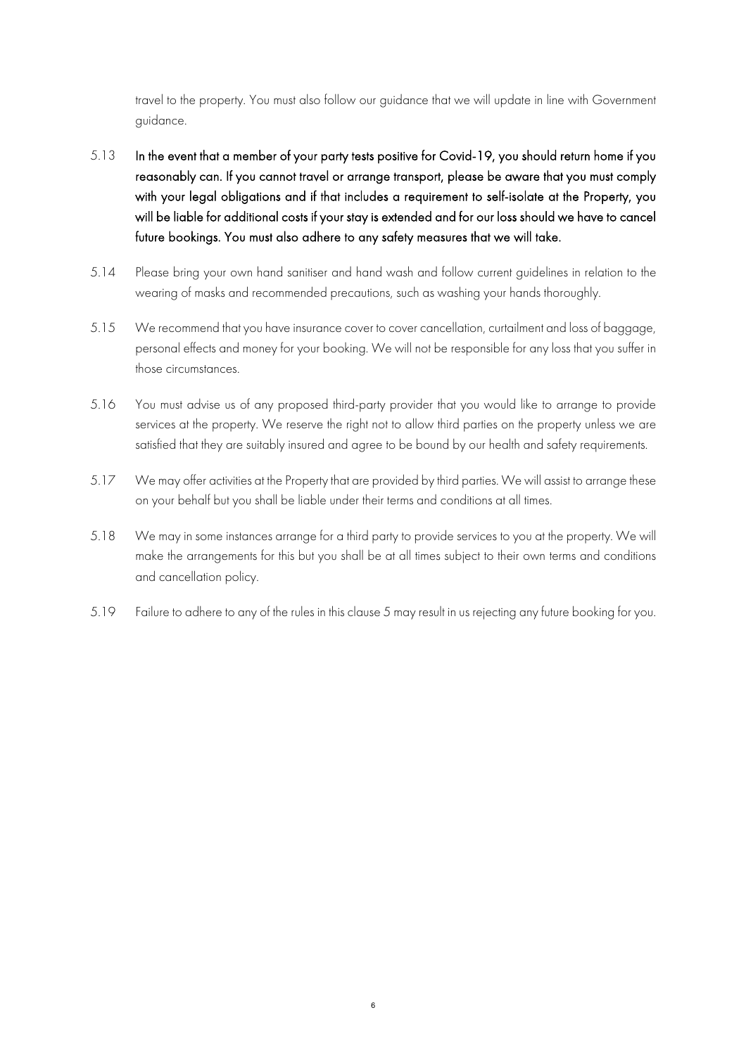travel to the property. You must also follow our guidance that we will update in line with Government guidance.

5.13 **In the event that a member of your party tests positive for Covid-19, you should return home if you reasonably can. If you cannot travel or arrange transport, please be aware that you must comply with your legal obligations and if that includes a requirement to self-isolate at the Property, you will be liable for additional costs if your stay is extended and for our loss should we have to cancel future bookings. You must also adhere to any safety measures that we will take.**

5.14 Please bring your own hand sanitiser and hand wash and follow current guidelines in relation to the wearing of masks and recommended precautions, such as washing your hands thoroughly.

5.15 We recommend that you have insurance cover to cover cancellation, curtailment and loss of baggage, personal effects and money for your booking. We will not be responsible for any loss that you suffer in those circumstances.

5.16 You must advise us of any proposed third-party provider that you would like to arrange to provide services at the property. We reserve the right not to allow third parties on the property unless we are satisfied that they are suitably insured and agree to be bound by our health and safety requirements.

5.17 We may offer activities at the Property that are provided by third parties. We will assist to arrange these on your behalf but you shall be liable under their terms and conditions at all times.

5.18 We may in some instances arrange for a third party to provide services to you at the property. We will make the arrangements for this but you shall be at all times subject to their own terms and conditions and cancellation policy.

5.19 Failure to adhere to any of the rules in this clause 5 may result in us rejecting any future booking for you.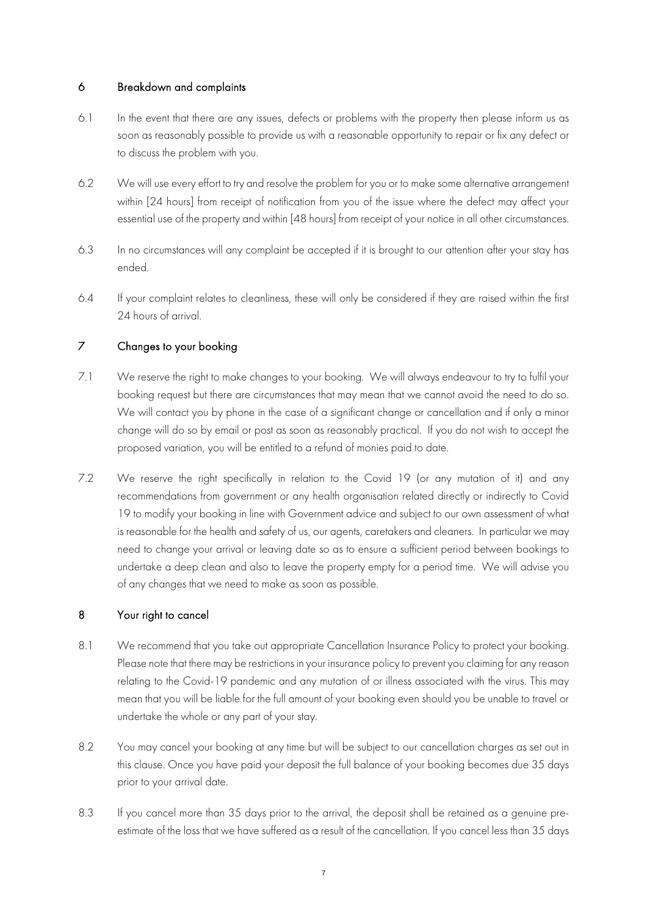## 6 Breakdown and complaints

6.1 In the event that there are any issues, defects or problems with the property then please inform us as soon as reasonably possible to provide us with a reasonable opportunity to repair or fix any defect or to discuss the problem with you.

6.2 We will use every effort to try and resolve the problem for you or to make some alternative arrangement within [24 hours] from receipt of notification from you of the issue where the defect may affect your essential use of the property and within [48 hours] from receipt of your notice in all other circumstances.

6.3 In no circumstances will any complaint be accepted if it is brought to our attention after your stay has ended.

6.4 If your complaint relates to cleanliness, these will only be considered if they are raised within the first 24 hours of arrival.

## 7 Changes to your booking

7.1 We reserve the right to make changes to your booking. We will always endeavour to try to fulfil your booking request but there are circumstances that may mean that we cannot avoid the need to do so. We will contact you by phone in the case of a significant change or cancellation and if only a minor change will do so by email or post as soon as reasonably practical. If you do not wish to accept the proposed variation, you will be entitled to a refund of monies paid to date.

7.2 We reserve the right specifically in relation to the Covid 19 (or any mutation of it) and any recommendations from government or any health organisation related directly or indirectly to Covid 19 to modify your booking in line with Government advice and subject to our own assessment of what is reasonable for the health and safety of us, our agents, caretakers and cleaners. In particular we may need to change your arrival or leaving date so as to ensure a sufficient period between bookings to undertake a deep clean and also to leave the property empty for a period time. We will advise you of any changes that we need to make as soon as possible.

## 8 Your right to cancel

8.1 We recommend that you take out appropriate Cancellation Insurance Policy to protect your booking. Please note that there may be restrictions in your insurance policy to prevent you claiming for any reason relating to the Covid-19 pandemic and any mutation of or illness associated with the virus. This may mean that you will be liable for the full amount of your booking even should you be unable to travel or undertake the whole or any part of your stay.

8.2 You may cancel your booking at any time but will be subject to our cancellation charges as set out in this clause. Once you have paid your deposit the full balance of your booking becomes due 35 days prior to your arrival date.

8.3 If you cancel more than 35 days prior to the arrival, the deposit shall be retained as a genuine pre-estimate of the loss that we have suffered as a result of the cancellation. If you cancel less than 35 days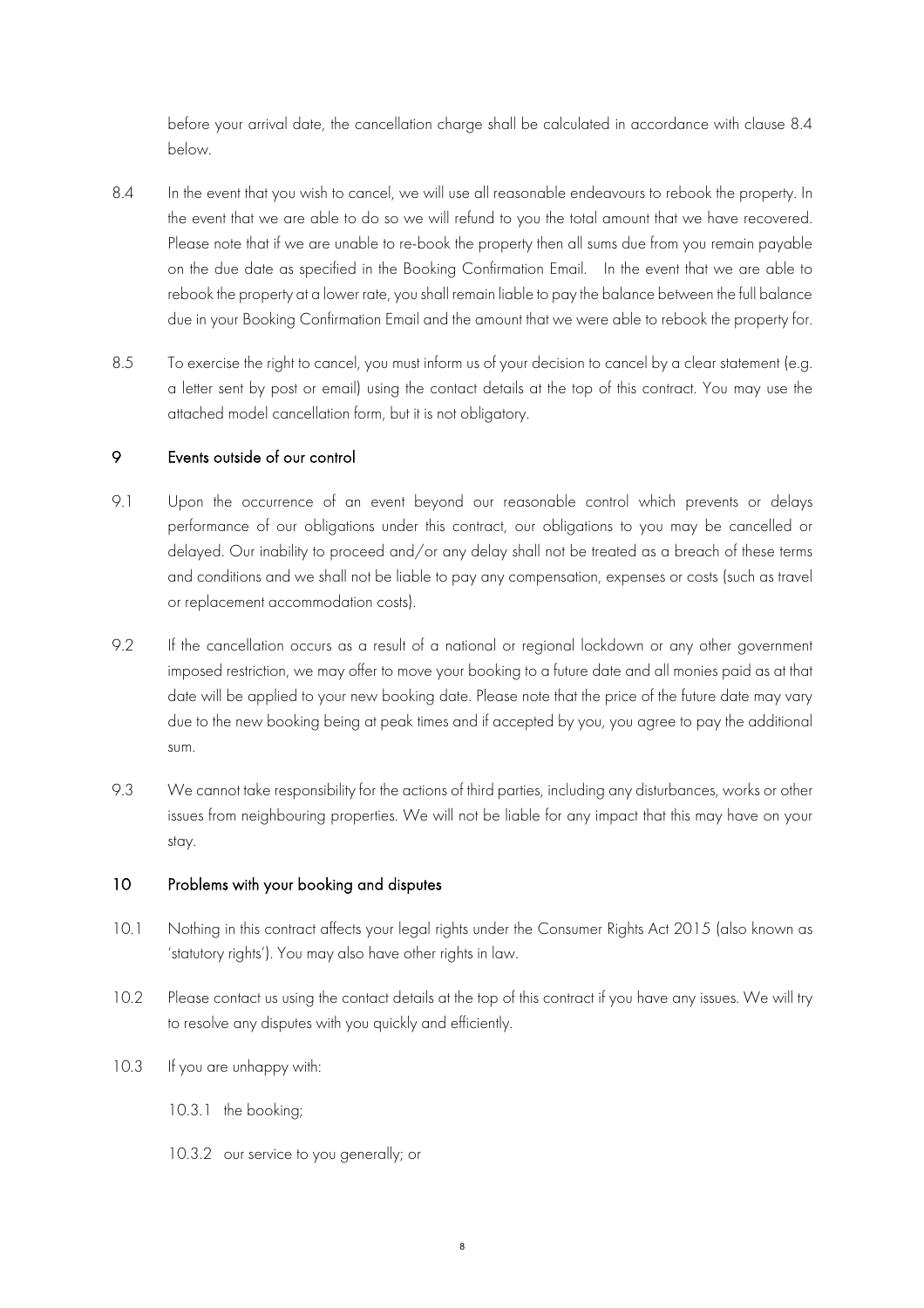before your arrival date, the cancellation charge shall be calculated in accordance with clause 8.4 below.

8.4 In the event that you wish to cancel, we will use all reasonable endeavours to rebook the property. In the event that we are able to do so we will refund to you the total amount that we have recovered. Please note that if we are unable to re-book the property then all sums due from you remain payable on the due date as specified in the Booking Confirmation Email. In the event that we are able to rebook the property at a lower rate, you shall remain liable to pay the balance between the full balance due in your Booking Confirmation Email and the amount that we were able to rebook the property for.

8.5 To exercise the right to cancel, you must inform us of your decision to cancel by a clear statement (e.g. a letter sent by post or email) using the contact details at the top of this contract. You may use the attached model cancellation form, but it is not obligatory.

## 9 Events outside of our control

9.1 Upon the occurrence of an event beyond our reasonable control which prevents or delays performance of our obligations under this contract, our obligations to you may be cancelled or delayed. Our inability to proceed and/or any delay shall not be treated as a breach of these terms and conditions and we shall not be liable to pay any compensation, expenses or costs (such as travel or replacement accommodation costs).

9.2 If the cancellation occurs as a result of a national or regional lockdown or any other government imposed restriction, we may offer to move your booking to a future date and all monies paid as at that date will be applied to your new booking date. Please note that the price of the future date may vary due to the new booking being at peak times and if accepted by you, you agree to pay the additional sum.

9.3 We cannot take responsibility for the actions of third parties, including any disturbances, works or other issues from neighbouring properties. We will not be liable for any impact that this may have on your stay.

## 10 Problems with your booking and disputes

10.1 Nothing in this contract affects your legal rights under the Consumer Rights Act 2015 (also known as 'statutory rights'). You may also have other rights in law.

10.2 Please contact us using the contact details at the top of this contract if you have any issues. We will try to resolve any disputes with you quickly and efficiently.

10.3 If you are unhappy with:

10.3.1 the booking;

10.3.2 our service to you generally; or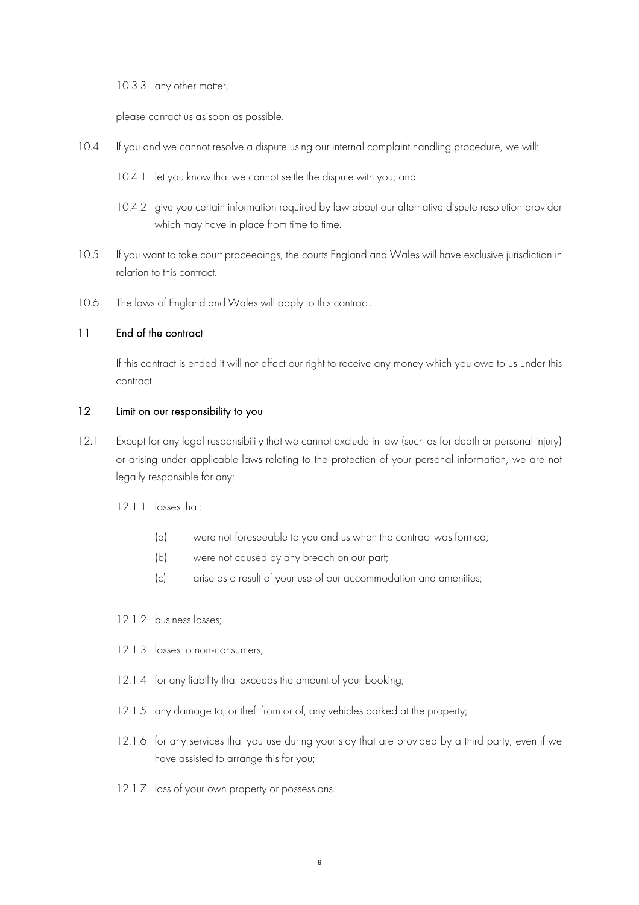10.3.3 any other matter,

please contact us as soon as possible.

10.4 If you and we cannot resolve a dispute using our internal complaint handling procedure, we will:

10.4.1 let you know that we cannot settle the dispute with you; and

10.4.2 give you certain information required by law about our alternative dispute resolution provider which may have in place from time to time.

10.5 If you want to take court proceedings, the courts England and Wales will have exclusive jurisdiction in relation to this contract.

10.6 The laws of England and Wales will apply to this contract.

## 11 End of the contract

If this contract is ended it will not affect our right to receive any money which you owe to us under this contract.

## 12 Limit on our responsibility to you

12.1 Except for any legal responsibility that we cannot exclude in law (such as for death or personal injury) or arising under applicable laws relating to the protection of your personal information, we are not legally responsible for any:

12.1.1 losses that:

(a) were not foreseeable to you and us when the contract was formed;

(b) were not caused by any breach on our part;

(c) arise as a result of your use of our accommodation and amenities;

12.1.2 business losses;

12.1.3 losses to non-consumers;

12.1.4 for any liability that exceeds the amount of your booking;

12.1.5 any damage to, or theft from or of, any vehicles parked at the property;

12.1.6 for any services that you use during your stay that are provided by a third party, even if we have assisted to arrange this for you;

12.1.7 loss of your own property or possessions.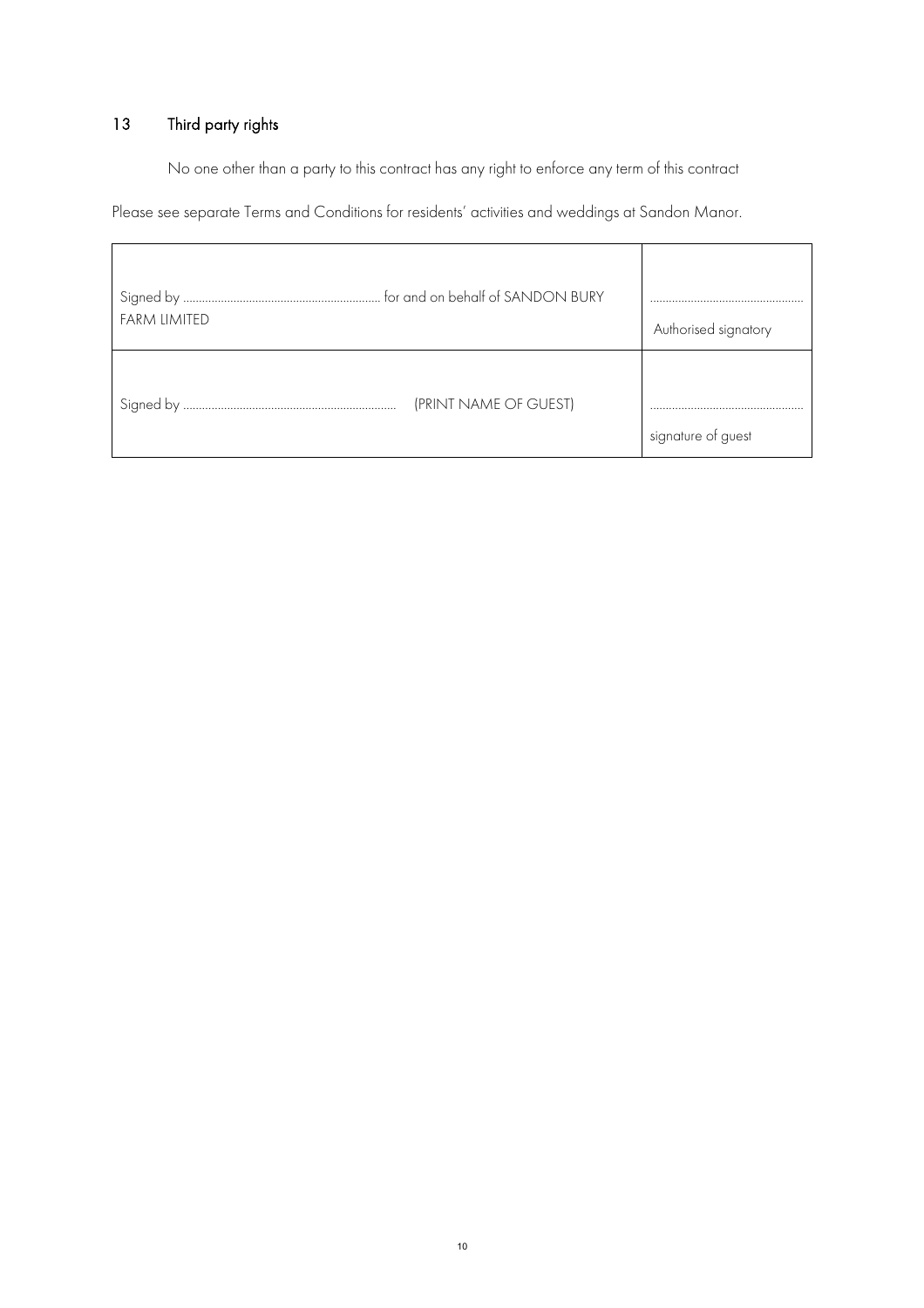## 13 Third party rights

No one other than a party to this contract has any right to enforce any term of this contract

Please see separate Terms and Conditions for residents' activities and weddings at Sandon Manor.

| | |
|---|---|
| Signed by ............................................................... for and on behalf of SANDON BURY FARM LIMITED | ................................................<br>Authorised signatory |
| Signed by .................................................................. (PRINT NAME OF GUEST) | ................................................<br>signature of guest |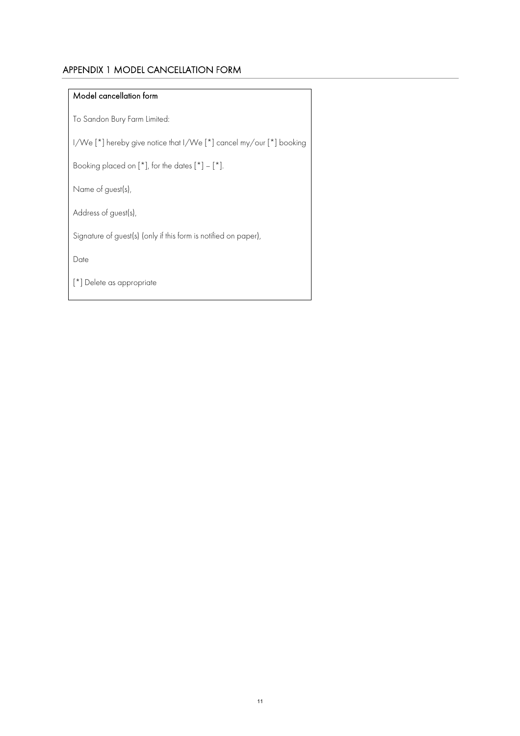## APPENDIX 1 MODEL CANCELLATION FORM

**Model cancellation form**

To Sandon Bury Farm Limited:

I/We [*] hereby give notice that I/We [*] cancel my/our [*] booking

Booking placed on [*], for the dates [*] – [*].

Name of guest(s),

Address of guest(s),

Signature of guest(s) (only if this form is notified on paper),

Date

[*] Delete as appropriate